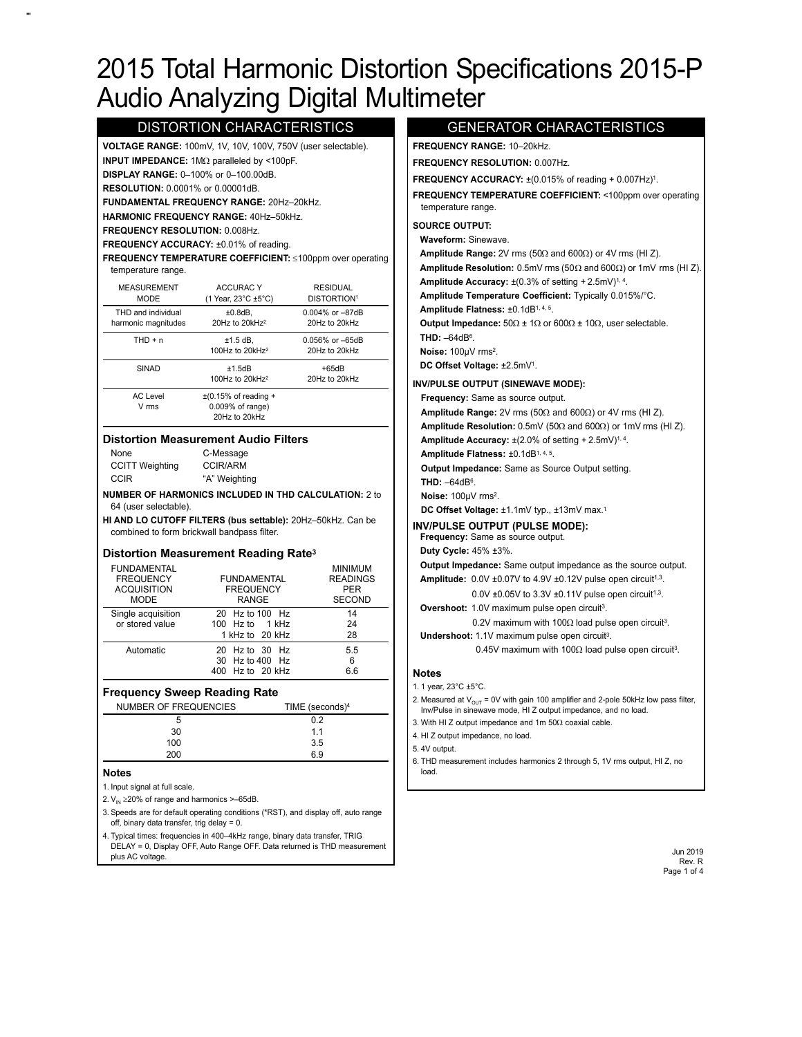# 2015 Total Harmonic Distortion Specifications 2015-P Audio Analyzing Digital Multimeter

## DISTORTION CHARACTERISTICS

**VOLTAGE RANGE:** 100mV, 1V, 10V, 100V, 750V (user selectable).

**INPUT IMPEDANCE:** 1MΩ paralleled by <100pF.

**DISPLAY RANGE:** 0–100% or 0–100.00dB.

**RESOLUTION:** 0.0001% or 0.00001dB.

**FUNDAMENTAL FREQUENCY RANGE:** 20Hz–20kHz.

**HARMONIC FREQUENCY RANGE:** 40Hz–50kHz.

**FREQUENCY RESOLUTION:** 0.008Hz.

**FREQUENCY ACCURACY:** ±0.01% of reading.

**FREQUENCY TEMPERATURE COEFFICIENT:** ≤100ppm over operating temperature range.

| MEASUREMENT MODE | ACCURACY (1 Year, 23°C ±5°C) | RESIDUAL DISTORTION[1] |
|---|---|---|
| THD and individual harmonic magnitudes | ±0.8dB, 20Hz to 20kHz[2] | 0.004% or –87dB 20Hz to 20kHz |
| THD + n | ±1.5 dB, 100Hz to 20kHz[2] | 0.056% or –65dB 20Hz to 20kHz |
| SINAD | ±1.5dB 100Hz to 20kHz[2] | +65dB 20Hz to 20kHz |
| AC Level V rms | ±(0.15% of reading + 0.009% of range) 20Hz to 20kHz | |

### Distortion Measurement Audio Filters

| | |
|---|---|
| None | C-Message |
| CCITT Weighting | CCIR/ARM |
| CCIR | "A" Weighting |

**NUMBER OF HARMONICS INCLUDED IN THD CALCULATION:** 2 to 64 (user selectable).

**HI AND LO CUTOFF FILTERS (bus settable):** 20Hz–50kHz. Can be combined to form brickwall bandpass filter.

### Distortion Measurement Reading Rate[3]

| FUNDAMENTAL FREQUENCY ACQUISITION MODE | FUNDAMENTAL FREQUENCY RANGE | MINIMUM READINGS PER SECOND |
|---|---|---|
| Single acquisition or stored value | 20 Hz to 100 Hz | 14 |
| | 100 Hz to 1 kHz | 24 |
| | 1 kHz to 20 kHz | 28 |
| Automatic | 20 Hz to 30 Hz | 5.5 |
| | 30 Hz to 400 Hz | 6 |
| | 400 Hz to 20 kHz | 6.6 |

### Frequency Sweep Reading Rate

| NUMBER OF FREQUENCIES | TIME (seconds)[4] |
|---|---|
| 5 | 0.2 |
| 30 | 1.1 |
| 100 | 3.5 |
| 200 | 6.9 |

### Notes

1. Input signal at full scale.
2. $V_{IN}$ ≥20% of range and harmonics >–65dB.
3. Speeds are for default operating conditions (*RST), and display off, auto range off, binary data transfer, trig delay = 0.
4. Typical times: frequencies in 400–4kHz range, binary data transfer, TRIG DELAY = 0, Display OFF, Auto Range OFF. Data returned is THD measurement plus AC voltage.

## GENERATOR CHARACTERISTICS

**FREQUENCY RANGE:** 10–20kHz.

**FREQUENCY RESOLUTION:** 0.007Hz.

**FREQUENCY ACCURACY:** ±(0.015% of reading + 0.007Hz)[1].

**FREQUENCY TEMPERATURE COEFFICIENT:** <100ppm over operating temperature range.

**SOURCE OUTPUT:**

- **Waveform:** Sinewave.
- **Amplitude Range:** 2V rms (50Ω and 600Ω) or 4V rms (HI Z).
- **Amplitude Resolution:** 0.5mV rms (50Ω and 600Ω) or 1mV rms (HI Z).
- **Amplitude Accuracy:** ±(0.3% of setting + 2.5mV)[1, 4].
- **Amplitude Temperature Coefficient:** Typically 0.015%/°C.
- **Amplitude Flatness:** ±0.1dB[1, 4, 5].
- **Output Impedance:** 50Ω ± 1Ω or 600Ω ± 10Ω, user selectable.
- **THD:** –64dB[6].
- **Noise:** 100µV rms[2].
- **DC Offset Voltage:** ±2.5mV[1].

**INV/PULSE OUTPUT (SINEWAVE MODE):**

- **Frequency:** Same as source output.
- **Amplitude Range:** 2V rms (50Ω and 600Ω) or 4V rms (HI Z).
- **Amplitude Resolution:** 0.5mV (50Ω and 600Ω) or 1mV rms (HI Z).
- **Amplitude Accuracy:** ±(2.0% of setting + 2.5mV)[1, 4].
- **Amplitude Flatness:** ±0.1dB[1, 4, 5].
- **Output Impedance:** Same as Source Output setting.
- **THD:** –64dB[6].
- **Noise:** 100µV rms[2].
- **DC Offset Voltage:** ±1.1mV typ., ±13mV max.[1]

**INV/PULSE OUTPUT (PULSE MODE):**

- **Frequency:** Same as source output.
- **Duty Cycle:** 45% ±3%.
- **Output Impedance:** Same output impedance as the source output.
- **Amplitude:** 0.0V ±0.07V to 4.9V ±0.12V pulse open circuit[1,3].
  0.0V ±0.05V to 3.3V ±0.11V pulse open circuit[1,3].
- **Overshoot:** 1.0V maximum pulse open circuit[3].
  0.2V maximum with 100Ω load pulse open circuit[3].
- **Undershoot:** 1.1V maximum pulse open circuit[3].
  0.45V maximum with 100Ω load pulse open circuit[3].

### Notes

1. 1 year, 23°C ±5°C.
2. Measured at $V_{OUT}$ = 0V with gain 100 amplifier and 2-pole 50kHz low pass filter, Inv/Pulse in sinewave mode, HI Z output impedance, and no load.
3. With HI Z output impedance and 1m 50Ω coaxial cable.
4. HI Z output impedance, no load.
5. 4V output.
6. THD measurement includes harmonics 2 through 5, 1V rms output, HI Z, no load.

Jun 2019
Rev. R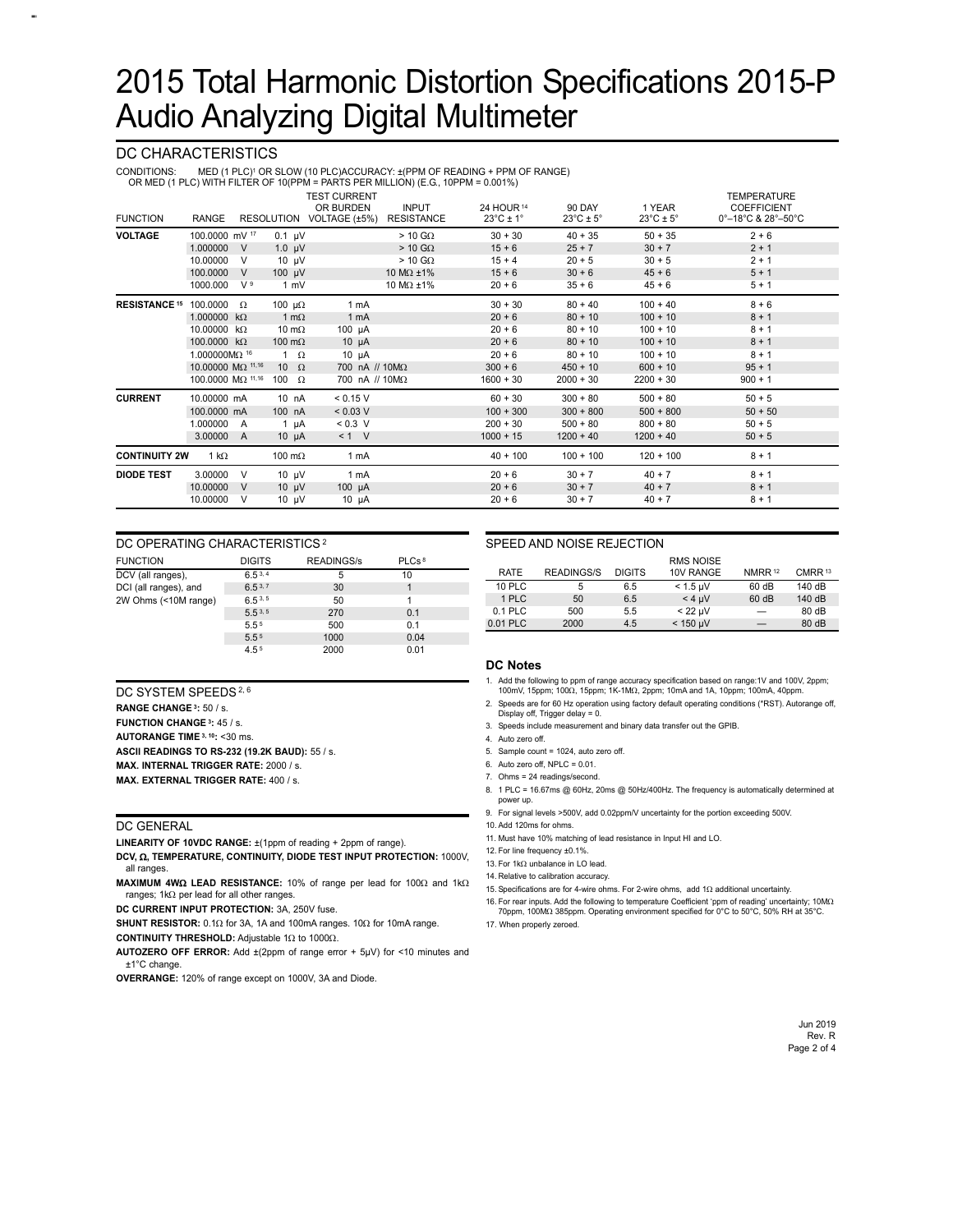# 2015 Total Harmonic Distortion Specifications 2015-P Audio Analyzing Digital Multimeter

## DC CHARACTERISTICS

CONDITIONS: MED (1 PLC)[1] OR SLOW (10 PLC)ACCURACY: ±(PPM OF READING + PPM OF RANGE) OR MED (1 PLC) WITH FILTER OF 10(PPM = PARTS PER MILLION) (E.G., 10PPM = 0.001%)

| FUNCTION | RANGE | RESOLUTION | TEST CURRENT OR BURDEN VOLTAGE (±5%) | INPUT RESISTANCE | 24 HOUR[14] 23°C ± 1° | 90 DAY 23°C ± 5° | 1 YEAR 23°C ± 5° | TEMPERATURE COEFFICIENT 0°–18°C & 28°–50°C |
|---|---|---|---|---|---|---|---|---|
| **VOLTAGE** | 100.0000 mV[17] | 0.1 μV | | > 10 GΩ | 30 + 30 | 40 + 35 | 50 + 35 | 2 + 6 |
| | 1.000000 V | 1.0 μV | | > 10 GΩ | 15 + 6 | 25 + 7 | 30 + 7 | 2 + 1 |
| | 10.00000 V | 10 μV | | > 10 GΩ | 15 + 4 | 20 + 5 | 30 + 5 | 2 + 1 |
| | 100.0000 V | 100 μV | | 10 MΩ ±1% | 15 + 6 | 30 + 6 | 45 + 6 | 5 + 1 |
| | 1000.000 V[9] | 1 mV | | 10 MΩ ±1% | 20 + 6 | 35 + 6 | 45 + 6 | 5 + 1 |
| **RESISTANCE[15]** | 100.0000 Ω | 100 μΩ | 1 mA | | 30 + 30 | 80 + 40 | 100 + 40 | 8 + 6 |
| | 1.000000 kΩ | 1 mΩ | 1 mA | | 20 + 6 | 80 + 10 | 100 + 10 | 8 + 1 |
| | 10.00000 kΩ | 10 mΩ | 100 μA | | 20 + 6 | 80 + 10 | 100 + 10 | 8 + 1 |
| | 100.0000 kΩ | 100 mΩ | 10 μA | | 20 + 6 | 80 + 10 | 100 + 10 | 8 + 1 |
| | 1.000000MΩ[16] | 1 Ω | 10 μA | | 20 + 6 | 80 + 10 | 100 + 10 | 8 + 1 |
| | 10.00000 MΩ[11,16] | 10 Ω | 700 nA // 10MΩ | | 300 + 6 | 450 + 10 | 600 + 10 | 95 + 1 |
| | 100.0000 MΩ[11,16] | 100 Ω | 700 nA // 10MΩ | | 1600 + 30 | 2000 + 30 | 2200 + 30 | 900 + 1 |
| **CURRENT** | 10.00000 mA | 10 nA | < 0.15 V | | 60 + 30 | 300 + 80 | 500 + 80 | 50 + 5 |
| | 100.0000 mA | 100 nA | < 0.03 V | | 100 + 300 | 300 + 800 | 500 + 800 | 50 + 50 |
| | 1.000000 A | 1 μA | < 0.3 V | | 200 + 30 | 500 + 80 | 800 + 80 | 50 + 5 |
| | 3.00000 A | 10 μA | < 1 V | | 1000 + 15 | 1200 + 40 | 1200 + 40 | 50 + 5 |
| **CONTINUITY 2W** | 1 kΩ | 100 mΩ | 1 mA | | 40 + 100 | 100 + 100 | 120 + 100 | 8 + 1 |
| **DIODE TEST** | 3.00000 V | 10 μV | 1 mA | | 20 + 6 | 30 + 7 | 40 + 7 | 8 + 1 |
| | 10.00000 V | 10 μV | 100 μA | | 20 + 6 | 30 + 7 | 40 + 7 | 8 + 1 |
| | 10.00000 V | 10 μV | 10 μA | | 20 + 6 | 30 + 7 | 40 + 7 | 8 + 1 |

## DC OPERATING CHARACTERISTICS[2]

| FUNCTION | DIGITS | READINGS/s | PLCs[8] |
|---|---|---|---|
| DCV (all ranges), | 6.5[3,4] | 5 | 10 |
| DCI (all ranges), and | 6.5[3,7] | 30 | 1 |
| 2W Ohms (<10M range) | 6.5[3,5] | 50 | 1 |
| | 5.5[3,5] | 270 | 0.1 |
| | 5.5[5] | 500 | 0.1 |
| | 5.5[5] | 1000 | 0.04 |
| | 4.5[5] | 2000 | 0.01 |

## DC SYSTEM SPEEDS[2,6]

**RANGE CHANGE[3]:** 50 / s.

**FUNCTION CHANGE[3]:** 45 / s.

**AUTORANGE TIME[3,10]:** <30 ms.

**ASCII READINGS TO RS-232 (19.2K BAUD):** 55 / s.

**MAX. INTERNAL TRIGGER RATE:** 2000 / s.

**MAX. EXTERNAL TRIGGER RATE:** 400 / s.

## DC GENERAL

**LINEARITY OF 10VDC RANGE:** ±(1ppm of reading + 2ppm of range).

**DCV, Ω, TEMPERATURE, CONTINUITY, DIODE TEST INPUT PROTECTION:** 1000V, all ranges.

**MAXIMUM 4WΩ LEAD RESISTANCE:** 10% of range per lead for 100Ω and 1kΩ ranges; 1kΩ per lead for all other ranges.

**DC CURRENT INPUT PROTECTION:** 3A, 250V fuse.

**SHUNT RESISTOR:** 0.1Ω for 3A, 1A and 100mA ranges. 10Ω for 10mA range.

**CONTINUITY THRESHOLD:** Adjustable 1Ω to 1000Ω.

**AUTOZERO OFF ERROR:** Add ±(2ppm of range error + 5μV) for <10 minutes and ±1°C change.

**OVERRANGE:** 120% of range except on 1000V, 3A and Diode.

## SPEED AND NOISE REJECTION

| RATE | READINGS/S | DIGITS | RMS NOISE 10V RANGE | NMRR[12] | CMRR[13] |
|---|---|---|---|---|---|
| 10 PLC | 5 | 6.5 | < 1.5 μV | 60 dB | 140 dB |
| 1 PLC | 50 | 6.5 | < 4 μV | 60 dB | 140 dB |
| 0.1 PLC | 500 | 5.5 | < 22 μV | — | 80 dB |
| 0.01 PLC | 2000 | 4.5 | < 150 μV | — | 80 dB |

### DC Notes

1. Add the following to ppm of range accuracy specification based on range:1V and 100V, 2ppm; 100mV, 15ppm; 100Ω, 15ppm; 1K-1MΩ, 2ppm; 10mA and 1A, 10ppm; 100mA, 40ppm.
2. Speeds are for 60 Hz operation using factory default operating conditions (*RST). Autorange off, Display off, Trigger delay = 0.
3. Speeds include measurement and binary data transfer out the GPIB.
4. Auto zero off.
5. Sample count = 1024, auto zero off.
6. Auto zero off, NPLC = 0.01.
7. Ohms = 24 readings/second.
8. 1 PLC = 16.67ms @ 60Hz, 20ms @ 50Hz/400Hz. The frequency is automatically determined at power up.
9. For signal levels >500V, add 0.02ppm/V uncertainty for the portion exceeding 500V.
10. Add 120ms for ohms.
11. Must have 10% matching of lead resistance in Input HI and LO.
12. For line frequency ±0.1%.
13. For 1kΩ unbalance in LO lead.
14. Relative to calibration accuracy.
15. Specifications are for 4-wire ohms. For 2-wire ohms, add 1Ω additional uncertainty.
16. For rear inputs. Add the following to temperature Coefficient 'ppm of reading' uncertainty; 10MΩ 70ppm, 100MΩ 385ppm. Operating environment specified for 0°C to 50°C, 50% RH at 35°C.
17. When properly zeroed.

Jun 2019
Rev. R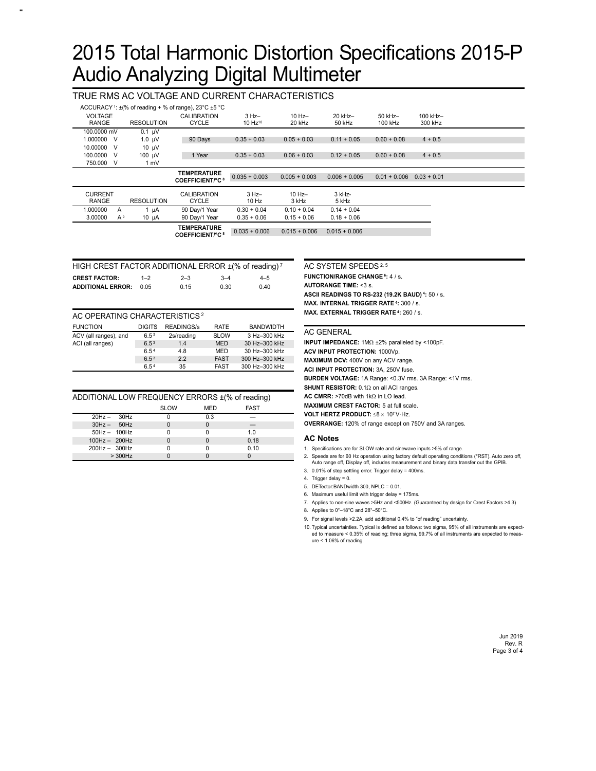# 2015 Total Harmonic Distortion Specifications 2015-P Audio Analyzing Digital Multimeter

## TRUE RMS AC VOLTAGE AND CURRENT CHARACTERISTICS

ACCURACY [1]: ±(% of reading + % of range), 23°C ±5 °C

| VOLTAGE RANGE | RESOLUTION | CALIBRATION CYCLE | 3 Hz– 10 Hz[10] | 10 Hz– 20 kHz | 20 kHz– 50 kHz | 50 kHz– 100 kHz | 100 kHz– 300 kHz |
|---|---|---|---|---|---|---|---|
| 100.0000 mV | 0.1 µV | | | | | | |
| 1.000000 V | 1.0 µV | 90 Days | 0.35 + 0.03 | 0.05 + 0.03 | 0.11 + 0.05 | 0.60 + 0.08 | 4 + 0.5 |
| 10.00000 V | 10 µV | | | | | | |
| 100.0000 V | 100 µV | 1 Year | 0.35 + 0.03 | 0.06 + 0.03 | 0.12 + 0.05 | 0.60 + 0.08 | 4 + 0.5 |
| 750.000 V | 1 mV | | | | | | |
| | | **TEMPERATURE COEFFICIENT/°C [8]** | 0.035 + 0.003 | 0.005 + 0.003 | 0.006 + 0.005 | 0.01 + 0.006 | 0.03 + 0.01 |

| CURRENT RANGE | RESOLUTION | CALIBRATION CYCLE | 3 Hz– 10 Hz | 10 Hz– 3 kHz | 3 kHz- 5 kHz |
|---|---|---|---|---|---|
| 1.000000 A | 1 µA | 90 Day/1 Year | 0.30 + 0.04 | 0.10 + 0.04 | 0.14 + 0.04 |
| 3.00000 A [9] | 10 µA | 90 Day/1 Year | 0.35 + 0.06 | 0.15 + 0.06 | 0.18 + 0.06 |
| | | **TEMPERATURE COEFFICIENT/°C [8]** | 0.035 + 0.006 | 0.015 + 0.006 | 0.015 + 0.006 |

### HIGH CREST FACTOR ADDITIONAL ERROR ±(% of reading) [7]

| **CREST FACTOR:** | 1–2 | 2–3 | 3–4 | 4–5 |
|---|---|---|---|---|
| **ADDITIONAL ERROR:** | 0.05 | 0.15 | 0.30 | 0.40 |

### AC OPERATING CHARACTERISTICS [2]

| FUNCTION | DIGITS | READINGS/s | RATE | BANDWIDTH |
|---|---|---|---|---|
| ACV (all ranges), and | 6.5 [3] | 2s/reading | SLOW | 3 Hz–300 kHz |
| ACI (all ranges) | 6.5 [3] | 1.4 | MED | 30 Hz–300 kHz |
| | 6.5 [4] | 4.8 | MED | 30 Hz–300 kHz |
| | 6.5 [3] | 2.2 | FAST | 300 Hz–300 kHz |
| | 6.5 [4] | 35 | FAST | 300 Hz–300 kHz |

### ADDITIONAL LOW FREQUENCY ERRORS ±(% of reading)

| | SLOW | MED | FAST |
|---|---|---|---|
| 20Hz – 30Hz | 0 | 0.3 | — |
| 30Hz – 50Hz | 0 | 0 | — |
| 50Hz – 100Hz | 0 | 0 | 1.0 |
| 100Hz – 200Hz | 0 | 0 | 0.18 |
| 200Hz – 300Hz | 0 | 0 | 0.10 |
| > 300Hz | 0 | 0 | 0 |

### AC SYSTEM SPEEDS [2, 5]

**FUNCTION/RANGE CHANGE [6]:** 4 / s.
**AUTORANGE TIME:** <3 s.
**ASCII READINGS TO RS-232 (19.2K BAUD) [4]:** 50 / s.
**MAX. INTERNAL TRIGGER RATE [4]:** 300 / s.
**MAX. EXTERNAL TRIGGER RATE [4]:** 260 / s.

### AC GENERAL

**INPUT IMPEDANCE:** 1MΩ ±2% paralleled by <100pF.
**ACV INPUT PROTECTION:** 1000Vp.
**MAXIMUM DCV:** 400V on any ACV range.
**ACI INPUT PROTECTION:** 3A, 250V fuse.
**BURDEN VOLTAGE:** 1A Range: <0.3V rms. 3A Range: <1V rms.
**SHUNT RESISTOR:** 0.1Ω on all ACI ranges.
**AC CMRR:** >70dB with 1kΩ in LO lead.
**MAXIMUM CREST FACTOR:** 5 at full scale.
**VOLT HERTZ PRODUCT:** $\leq 8 \times 10^7$ V·Hz.
**OVERRANGE:** 120% of range except on 750V and 3A ranges.

### AC Notes

1. Specifications are for SLOW rate and sinewave inputs >5% of range.
2. Speeds are for 60 Hz operation using factory default operating conditions (*RST). Auto zero off, Auto range off, Display off, includes measurement and binary data transfer out the GPIB.
3. 0.01% of step settling error. Trigger delay = 400ms.
4. Trigger delay = 0.
5. DETector:BANDwidth 300, NPLC = 0.01.
6. Maximum useful limit with trigger delay = 175ms.
7. Applies to non-sine waves >5Hz and <500Hz. (Guaranteed by design for Crest Factors >4.3)
8. Applies to 0°–18°C and 28°–50°C.
9. For signal levels >2.2A, add additional 0.4% to "of reading" uncertainty.
10. Typical uncertainties. Typical is defined as follows: two sigma, 95% of all instruments are expected to measure < 0.35% of reading; three sigma, 99.7% of all instruments are expected to measure < 1.06% of reading.

Jun 2019
Rev. R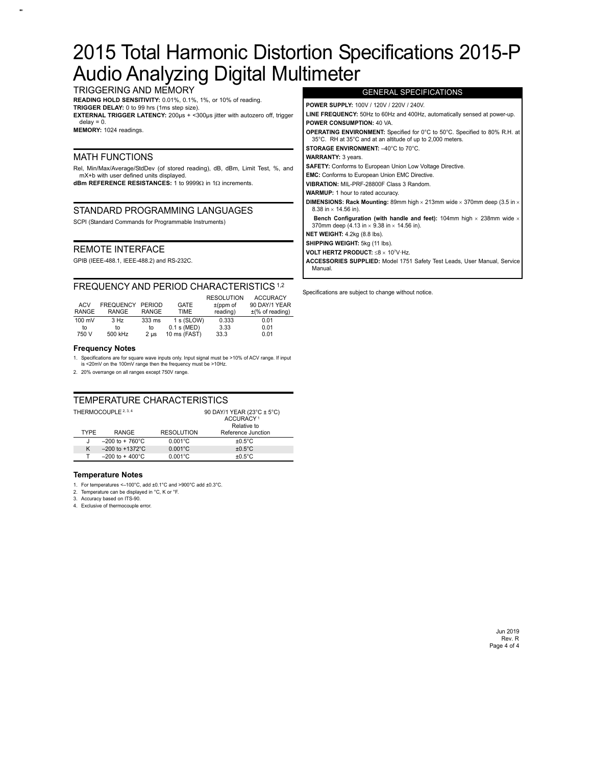# 2015 Total Harmonic Distortion Specifications 2015-P Audio Analyzing Digital Multimeter

## TRIGGERING AND MEMORY

**READING HOLD SENSITIVITY:** 0.01%, 0.1%, 1%, or 10% of reading.

**TRIGGER DELAY:** 0 to 99 hrs (1ms step size).

**EXTERNAL TRIGGER LATENCY:** 200µs + <300µs jitter with autozero off, trigger delay = 0.

**MEMORY:** 1024 readings.

## MATH FUNCTIONS

Rel, Min/Max/Average/StdDev (of stored reading), dB, dBm, Limit Test, %, and mX+b with user defined units displayed.

**dBm REFERENCE RESISTANCES:** 1 to 9999Ω in 1Ω increments.

## STANDARD PROGRAMMING LANGUAGES

SCPI (Standard Commands for Programmable Instruments)

## REMOTE INTERFACE

GPIB (IEEE-488.1, IEEE-488.2) and RS-232C.

## FREQUENCY AND PERIOD CHARACTERISTICS [1,2]

| ACV RANGE | FREQUENCY RANGE | PERIOD RANGE | GATE TIME | RESOLUTION ±(ppm of reading) | ACCURACY 90 DAY/1 YEAR ±(% of reading) |
|---|---|---|---|---|---|
| 100 mV | 3 Hz | 333 ms | 1 s (SLOW) | 0.333 | 0.01 |
| to | to | to | 0.1 s (MED) | 3.33 | 0.01 |
| 750 V | 500 kHz | 2 µs | 10 ms (FAST) | 33.3 | 0.01 |

### Frequency Notes

1. Specifications are for square wave inputs only. Input signal must be >10% of ACV range. If input is <20mV on the 100mV range then the frequency must be >10Hz.
2. 20% overrange on all ranges except 750V range.

## TEMPERATURE CHARACTERISTICS

| THERMOCOUPLE [2, 3, 4] | | | 90 DAY/1 YEAR (23°C ± 5°C) ACCURACY [1] |
|---|---|---|---|
| TYPE | RANGE | RESOLUTION | Relative to Reference Junction |
| J | –200 to + 760°C | 0.001°C | ±0.5°C |
| K | –200 to +1372°C | 0.001°C | ±0.5°C |
| T | –200 to + 400°C | 0.001°C | ±0.5°C |

### Temperature Notes

1. For temperatures <–100°C, add ±0.1°C and >900°C add ±0.3°C.
2. Temperature can be displayed in °C, K or °F.
3. Accuracy based on ITS-90.
4. Exclusive of thermocouple error.

## GENERAL SPECIFICATIONS

**POWER SUPPLY:** 100V / 120V / 220V / 240V.

**LINE FREQUENCY:** 50Hz to 60Hz and 400Hz, automatically sensed at power-up.

**POWER CONSUMPTION:** 40 VA.

**OPERATING ENVIRONMENT:** Specified for 0°C to 50°C. Specified to 80% R.H. at 35°C. RH at 35°C and at an altitude of up to 2,000 meters.

**STORAGE ENVIRONMENT:** –40°C to 70°C.

**WARRANTY:** 3 years.

**SAFETY:** Conforms to European Union Low Voltage Directive.

**EMC:** Conforms to European Union EMC Directive.

**VIBRATION:** MIL-PRF-28800F Class 3 Random.

**WARMUP:** 1 hour to rated accuracy.

**DIMENSIONS: Rack Mounting:** 89mm high × 213mm wide × 370mm deep (3.5 in × 8.38 in × 14.56 in).

**Bench Configuration (with handle and feet):** 104mm high × 238mm wide × 370mm deep (4.13 in × 9.38 in × 14.56 in).

**NET WEIGHT:** 4.2kg (8.8 lbs).

**SHIPPING WEIGHT:** 5kg (11 lbs).

**VOLT HERTZ PRODUCT:** ≤$8 \times 10^7$V·Hz.

**ACCESSORIES SUPPLIED:** Model 1751 Safety Test Leads, User Manual, Service Manual.

Specifications are subject to change without notice.

Jun 2019
Rev. R